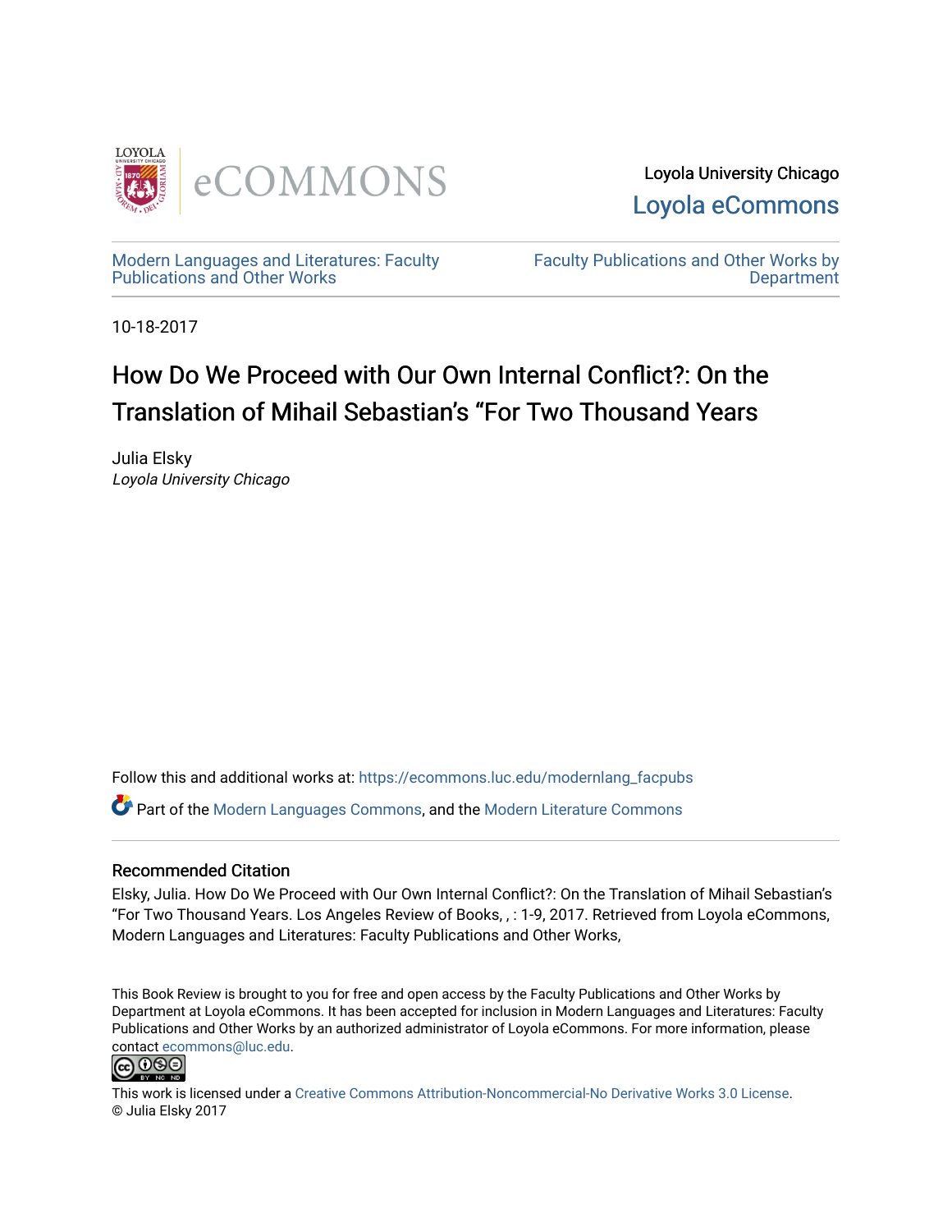Loyola University Chicago
Loyola eCommons

Modern Languages and Literatures: Faculty Publications and Other Works

Faculty Publications and Other Works by Department

10-18-2017

# How Do We Proceed with Our Own Internal Conflict?: On the Translation of Mihail Sebastian's "For Two Thousand Years

Julia Elsky
*Loyola University Chicago*

Follow this and additional works at: https://ecommons.luc.edu/modernlang_facpubs

Part of the Modern Languages Commons, and the Modern Literature Commons

### Recommended Citation

Elsky, Julia. How Do We Proceed with Our Own Internal Conflict?: On the Translation of Mihail Sebastian's "For Two Thousand Years. Los Angeles Review of Books, , : 1-9, 2017. Retrieved from Loyola eCommons, Modern Languages and Literatures: Faculty Publications and Other Works,

This Book Review is brought to you for free and open access by the Faculty Publications and Other Works by Department at Loyola eCommons. It has been accepted for inclusion in Modern Languages and Literatures: Faculty Publications and Other Works by an authorized administrator of Loyola eCommons. For more information, please contact ecommons@luc.edu.

This work is licensed under a Creative Commons Attribution-Noncommercial-No Derivative Works 3.0 License.
© Julia Elsky 2017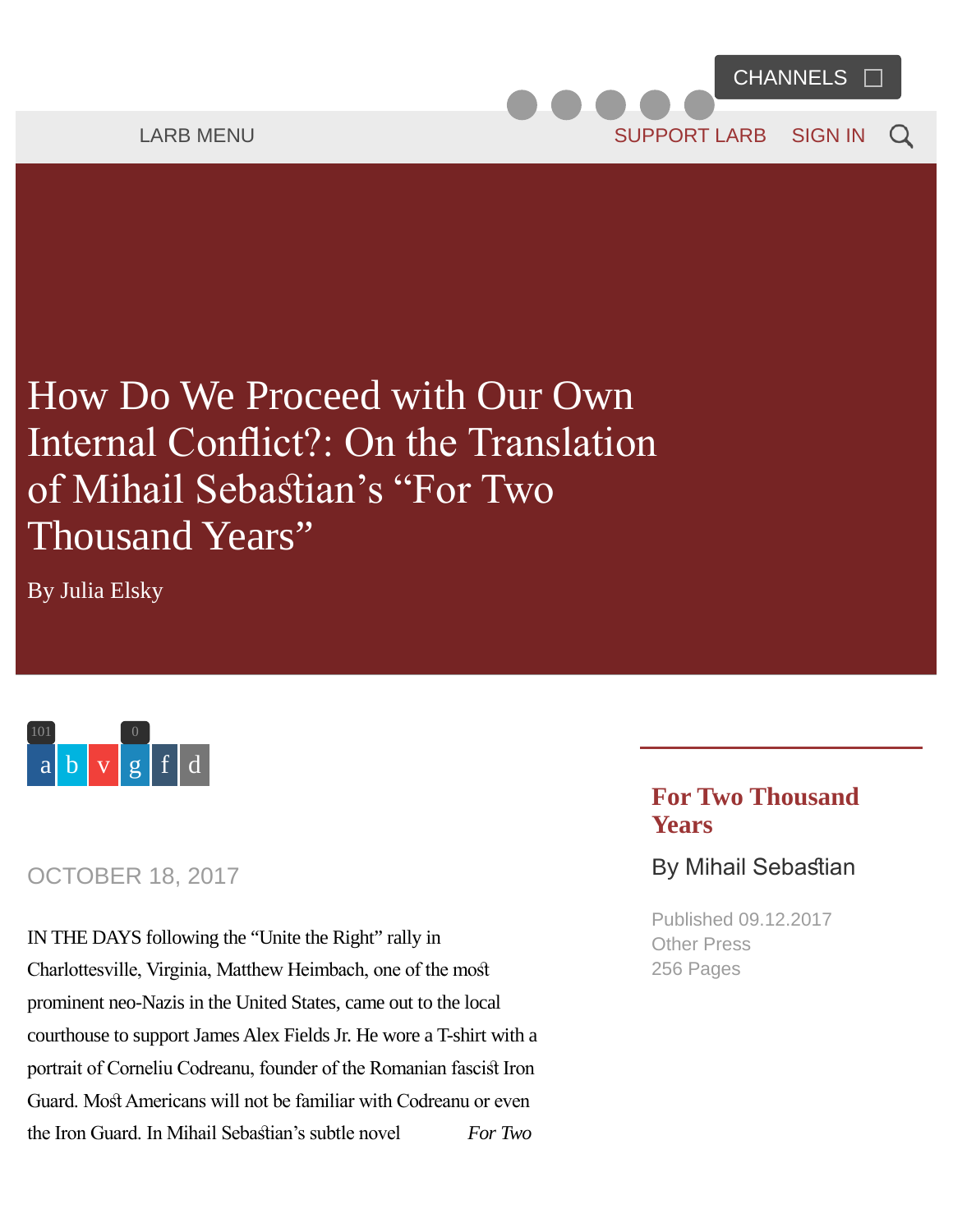# How Do We Proceed with Our Own Internal Conflict?: On the Translation of Mihail Sebastian's "For Two Thousand Years"

By Julia Elsky

**For Two Thousand Years**

By Mihail Sebastian

Published 09.12.2017
Other Press
256 Pages

OCTOBER 18, 2017

IN THE DAYS following the "Unite the Right" rally in Charlottesville, Virginia, Matthew Heimbach, one of the most prominent neo-Nazis in the United States, came out to the local courthouse to support James Alex Fields Jr. He wore a T-shirt with a portrait of Corneliu Codreanu, founder of the Romanian fascist Iron Guard. Most Americans will not be familiar with Codreanu or even the Iron Guard. In Mihail Sebastian's subtle novel *For Two*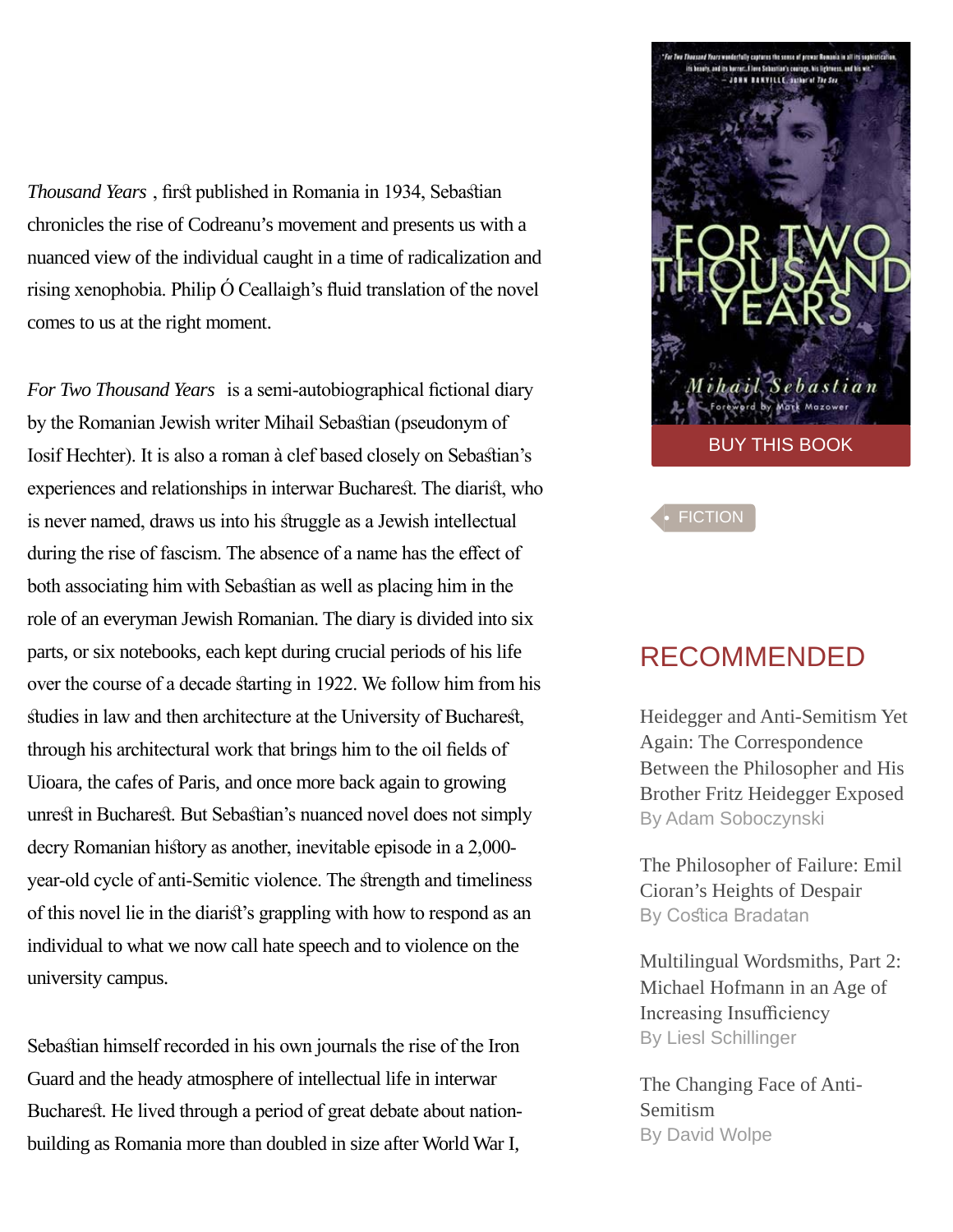*Thousand Years* , first published in Romania in 1934, Sebastian chronicles the rise of Codreanu's movement and presents us with a nuanced view of the individual caught in a time of radicalization and rising xenophobia. Philip Ó Ceallaigh's fluid translation of the novel comes to us at the right moment.

*For Two Thousand Years* is a semi-autobiographical fictional diary by the Romanian Jewish writer Mihail Sebastian (pseudonym of Iosif Hechter). It is also a roman à clef based closely on Sebastian's experiences and relationships in interwar Bucharest. The diarist, who is never named, draws us into his struggle as a Jewish intellectual during the rise of fascism. The absence of a name has the effect of both associating him with Sebastian as well as placing him in the role of an everyman Jewish Romanian. The diary is divided into six parts, or six notebooks, each kept during crucial periods of his life over the course of a decade starting in 1922. We follow him from his studies in law and then architecture at the University of Bucharest, through his architectural work that brings him to the oil fields of Uioara, the cafes of Paris, and once more back again to growing unrest in Bucharest. But Sebastian's nuanced novel does not simply decry Romanian history as another, inevitable episode in a 2,000-year-old cycle of anti-Semitic violence. The strength and timeliness of this novel lie in the diarist's grappling with how to respond as an individual to what we now call hate speech and to violence on the university campus.

Sebastian himself recorded in his own journals the rise of the Iron Guard and the heady atmosphere of intellectual life in interwar Bucharest. He lived through a period of great debate about nation-building as Romania more than doubled in size after World War I,

BUY THIS BOOK

FICTION

## RECOMMENDED

Heidegger and Anti-Semitism Yet Again: The Correspondence Between the Philosopher and His Brother Fritz Heidegger Exposed
By Adam Soboczynski

The Philosopher of Failure: Emil Cioran's Heights of Despair
By Costica Bradatan

Multilingual Wordsmiths, Part 2: Michael Hofmann in an Age of Increasing Insufficiency
By Liesl Schillinger

The Changing Face of Anti-Semitism
By David Wolpe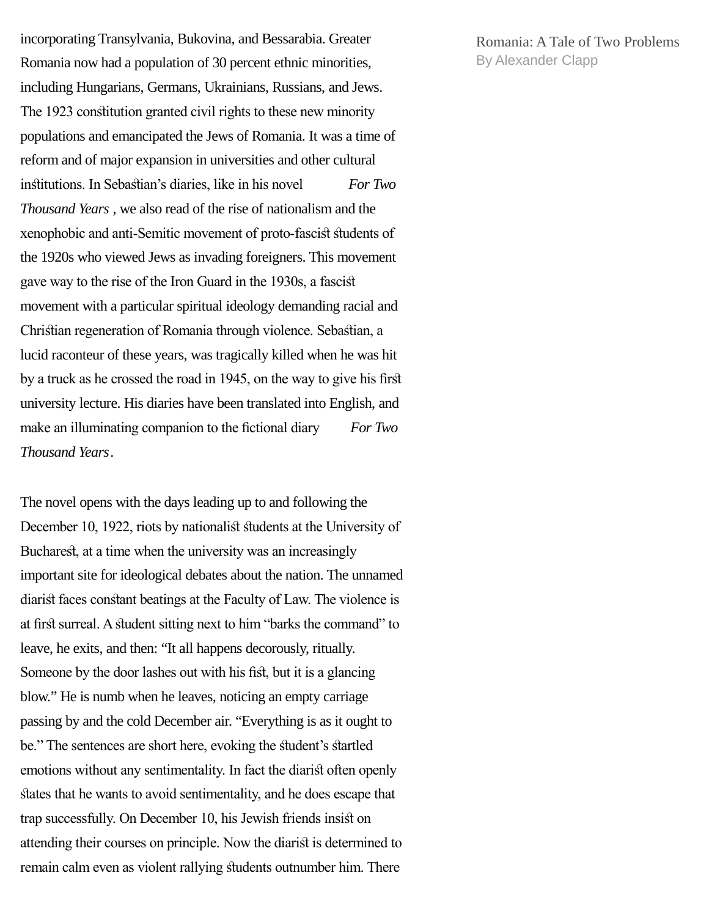incorporating Transylvania, Bukovina, and Bessarabia. Greater Romania now had a population of 30 percent ethnic minorities, including Hungarians, Germans, Ukrainians, Russians, and Jews. The 1923 constitution granted civil rights to these new minority populations and emancipated the Jews of Romania. It was a time of reform and of major expansion in universities and other cultural institutions. In Sebastian's diaries, like in his novel *For Two Thousand Years*, we also read of the rise of nationalism and the xenophobic and anti-Semitic movement of proto-fascist students of the 1920s who viewed Jews as invading foreigners. This movement gave way to the rise of the Iron Guard in the 1930s, a fascist movement with a particular spiritual ideology demanding racial and Christian regeneration of Romania through violence. Sebastian, a lucid raconteur of these years, was tragically killed when he was hit by a truck as he crossed the road in 1945, on the way to give his first university lecture. His diaries have been translated into English, and make an illuminating companion to the fictional diary *For Two Thousand Years*.

The novel opens with the days leading up to and following the December 10, 1922, riots by nationalist students at the University of Bucharest, at a time when the university was an increasingly important site for ideological debates about the nation. The unnamed diarist faces constant beatings at the Faculty of Law. The violence is at first surreal. A student sitting next to him "barks the command" to leave, he exits, and then: "It all happens decorously, ritually. Someone by the door lashes out with his fist, but it is a glancing blow." He is numb when he leaves, noticing an empty carriage passing by and the cold December air. "Everything is as it ought to be." The sentences are short here, evoking the student's startled emotions without any sentimentality. In fact the diarist often openly states that he wants to avoid sentimentality, and he does escape that trap successfully. On December 10, his Jewish friends insist on attending their courses on principle. Now the diarist is determined to remain calm even as violent rallying students outnumber him. There

Romania: A Tale of Two Problems
By Alexander Clapp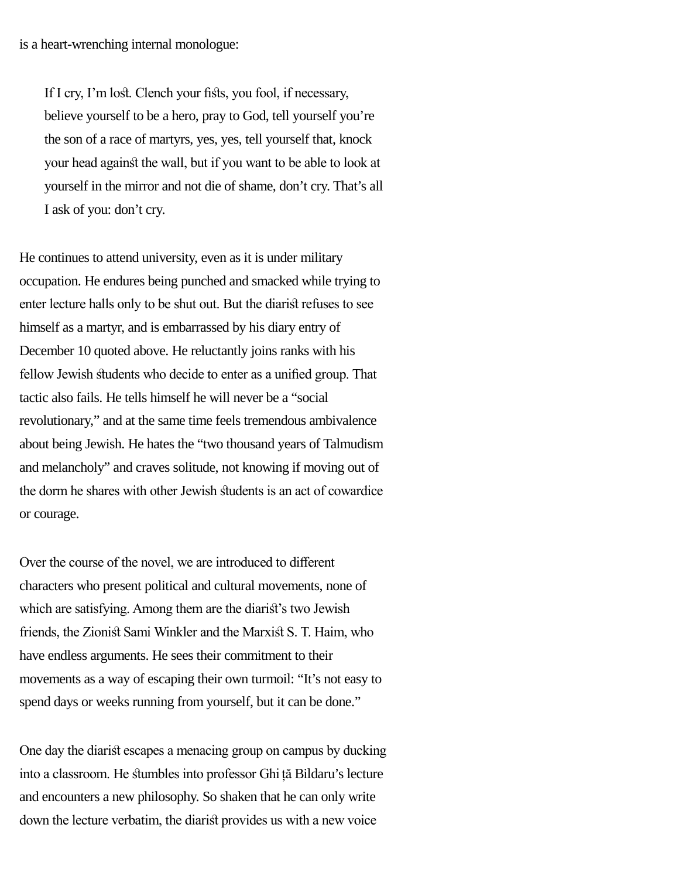is a heart-wrenching internal monologue:

> If I cry, I'm lost. Clench your fists, you fool, if necessary, believe yourself to be a hero, pray to God, tell yourself you're the son of a race of martyrs, yes, yes, tell yourself that, knock your head against the wall, but if you want to be able to look at yourself in the mirror and not die of shame, don't cry. That's all I ask of you: don't cry.

He continues to attend university, even as it is under military occupation. He endures being punched and smacked while trying to enter lecture halls only to be shut out. But the diarist refuses to see himself as a martyr, and is embarrassed by his diary entry of December 10 quoted above. He reluctantly joins ranks with his fellow Jewish students who decide to enter as a unified group. That tactic also fails. He tells himself he will never be a "social revolutionary," and at the same time feels tremendous ambivalence about being Jewish. He hates the "two thousand years of Talmudism and melancholy" and craves solitude, not knowing if moving out of the dorm he shares with other Jewish students is an act of cowardice or courage.

Over the course of the novel, we are introduced to different characters who present political and cultural movements, none of which are satisfying. Among them are the diarist's two Jewish friends, the Zionist Sami Winkler and the Marxist S. T. Haim, who have endless arguments. He sees their commitment to their movements as a way of escaping their own turmoil: "It's not easy to spend days or weeks running from yourself, but it can be done."

One day the diarist escapes a menacing group on campus by ducking into a classroom. He stumbles into professor Ghiță Bildaru's lecture and encounters a new philosophy. So shaken that he can only write down the lecture verbatim, the diarist provides us with a new voice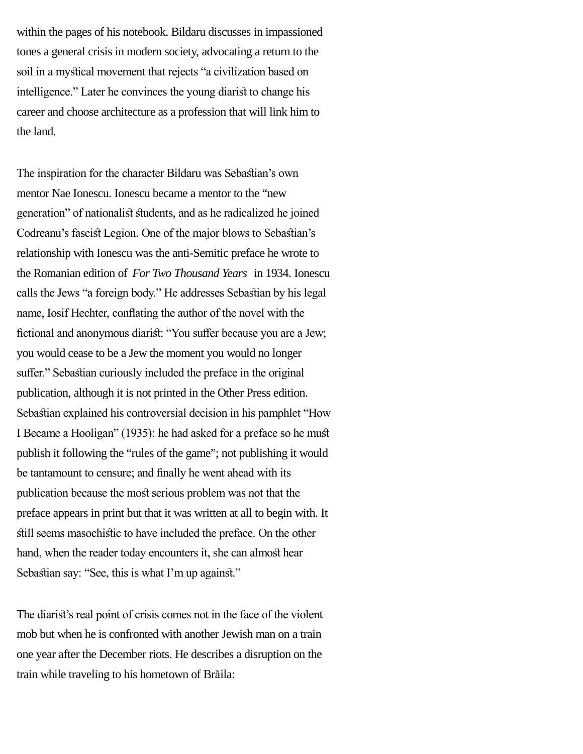within the pages of his notebook. Bildaru discusses in impassioned tones a general crisis in modern society, advocating a return to the soil in a mystical movement that rejects "a civilization based on intelligence." Later he convinces the young diarist to change his career and choose architecture as a profession that will link him to the land.

The inspiration for the character Bildaru was Sebastian's own mentor Nae Ionescu. Ionescu became a mentor to the "new generation" of nationalist students, and as he radicalized he joined Codreanu's fascist Legion. One of the major blows to Sebastian's relationship with Ionescu was the anti-Semitic preface he wrote to the Romanian edition of *For Two Thousand Years* in 1934. Ionescu calls the Jews "a foreign body." He addresses Sebastian by his legal name, Iosif Hechter, conflating the author of the novel with the fictional and anonymous diarist: "You suffer because you are a Jew; you would cease to be a Jew the moment you would no longer suffer." Sebastian curiously included the preface in the original publication, although it is not printed in the Other Press edition. Sebastian explained his controversial decision in his pamphlet "How I Became a Hooligan" (1935): he had asked for a preface so he must publish it following the "rules of the game"; not publishing it would be tantamount to censure; and finally he went ahead with its publication because the most serious problem was not that the preface appears in print but that it was written at all to begin with. It still seems masochistic to have included the preface. On the other hand, when the reader today encounters it, she can almost hear Sebastian say: "See, this is what I'm up against."

The diarist's real point of crisis comes not in the face of the violent mob but when he is confronted with another Jewish man on a train one year after the December riots. He describes a disruption on the train while traveling to his hometown of Brăila: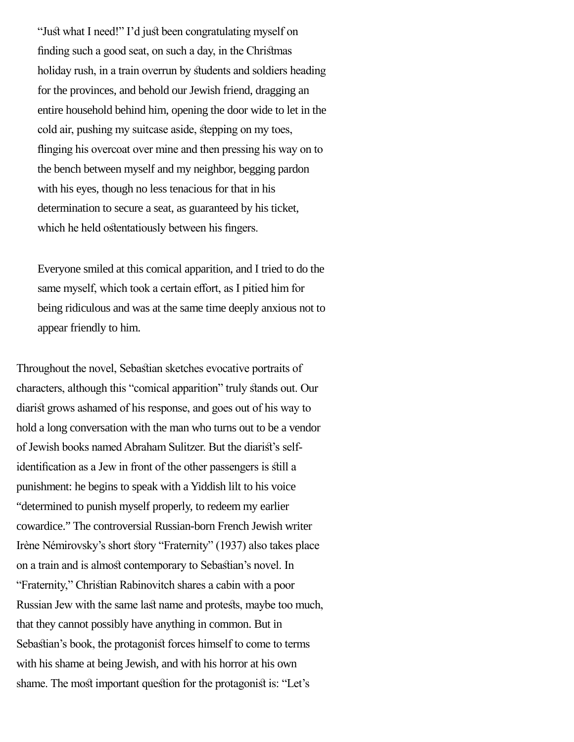> “Just what I need!” I’d just been congratulating myself on finding such a good seat, on such a day, in the Christmas holiday rush, in a train overrun by students and soldiers heading for the provinces, and behold our Jewish friend, dragging an entire household behind him, opening the door wide to let in the cold air, pushing my suitcase aside, stepping on my toes, flinging his overcoat over mine and then pressing his way on to the bench between myself and my neighbor, begging pardon with his eyes, though no less tenacious for that in his determination to secure a seat, as guaranteed by his ticket, which he held ostentatiously between his fingers.
>
> Everyone smiled at this comical apparition, and I tried to do the same myself, which took a certain effort, as I pitied him for being ridiculous and was at the same time deeply anxious not to appear friendly to him.

Throughout the novel, Sebastian sketches evocative portraits of characters, although this “comical apparition” truly stands out. Our diarist grows ashamed of his response, and goes out of his way to hold a long conversation with the man who turns out to be a vendor of Jewish books named Abraham Sulitzer. But the diarist’s self-identification as a Jew in front of the other passengers is still a punishment: he begins to speak with a Yiddish lilt to his voice “determined to punish myself properly, to redeem my earlier cowardice.” The controversial Russian-born French Jewish writer Irène Némirovsky’s short story “Fraternity” (1937) also takes place on a train and is almost contemporary to Sebastian’s novel. In “Fraternity,” Christian Rabinovitch shares a cabin with a poor Russian Jew with the same last name and protests, maybe too much, that they cannot possibly have anything in common. But in Sebastian’s book, the protagonist forces himself to come to terms with his shame at being Jewish, and with his horror at his own shame. The most important question for the protagonist is: “Let’s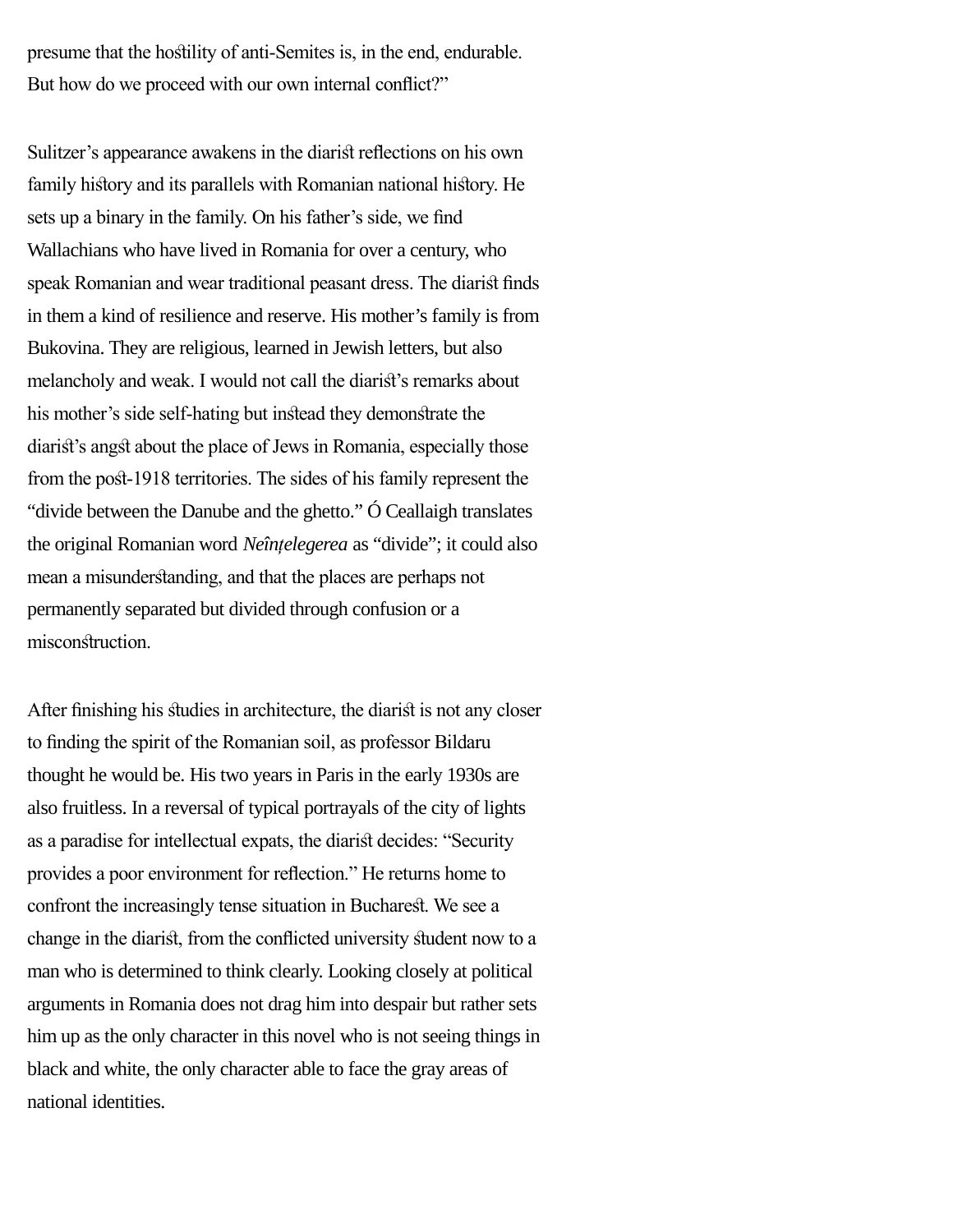presume that the hostility of anti-Semites is, in the end, endurable. But how do we proceed with our own internal conflict?"

Sulitzer's appearance awakens in the diarist reflections on his own family history and its parallels with Romanian national history. He sets up a binary in the family. On his father's side, we find Wallachians who have lived in Romania for over a century, who speak Romanian and wear traditional peasant dress. The diarist finds in them a kind of resilience and reserve. His mother's family is from Bukovina. They are religious, learned in Jewish letters, but also melancholy and weak. I would not call the diarist's remarks about his mother's side self-hating but instead they demonstrate the diarist's angst about the place of Jews in Romania, especially those from the post-1918 territories. The sides of his family represent the "divide between the Danube and the ghetto." Ó Ceallaigh translates the original Romanian word *Neînțelegerea* as "divide"; it could also mean a misunderstanding, and that the places are perhaps not permanently separated but divided through confusion or a misconstruction.

After finishing his studies in architecture, the diarist is not any closer to finding the spirit of the Romanian soil, as professor Bildaru thought he would be. His two years in Paris in the early 1930s are also fruitless. In a reversal of typical portrayals of the city of lights as a paradise for intellectual expats, the diarist decides: "Security provides a poor environment for reflection." He returns home to confront the increasingly tense situation in Bucharest. We see a change in the diarist, from the conflicted university student now to a man who is determined to think clearly. Looking closely at political arguments in Romania does not drag him into despair but rather sets him up as the only character in this novel who is not seeing things in black and white, the only character able to face the gray areas of national identities.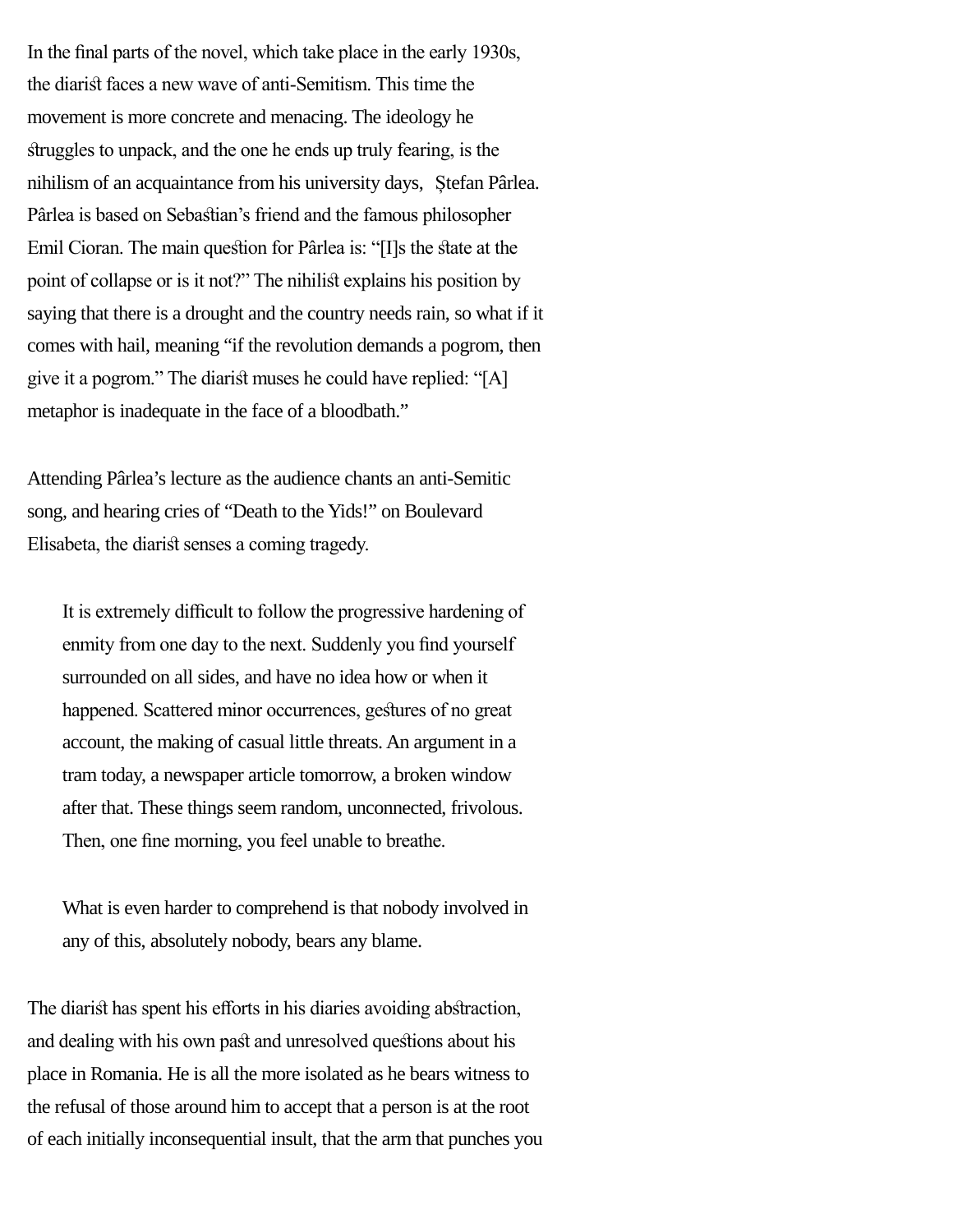In the final parts of the novel, which take place in the early 1930s, the diarist faces a new wave of anti-Semitism. This time the movement is more concrete and menacing. The ideology he struggles to unpack, and the one he ends up truly fearing, is the nihilism of an acquaintance from his university days, Ștefan Pârlea. Pârlea is based on Sebastian's friend and the famous philosopher Emil Cioran. The main question for Pârlea is: "[I]s the state at the point of collapse or is it not?" The nihilist explains his position by saying that there is a drought and the country needs rain, so what if it comes with hail, meaning "if the revolution demands a pogrom, then give it a pogrom." The diarist muses he could have replied: "[A] metaphor is inadequate in the face of a bloodbath."

Attending Pârlea's lecture as the audience chants an anti-Semitic song, and hearing cries of "Death to the Yids!" on Boulevard Elisabeta, the diarist senses a coming tragedy.

> It is extremely difficult to follow the progressive hardening of enmity from one day to the next. Suddenly you find yourself surrounded on all sides, and have no idea how or when it happened. Scattered minor occurrences, gestures of no great account, the making of casual little threats. An argument in a tram today, a newspaper article tomorrow, a broken window after that. These things seem random, unconnected, frivolous. Then, one fine morning, you feel unable to breathe.
>
> What is even harder to comprehend is that nobody involved in any of this, absolutely nobody, bears any blame.

The diarist has spent his efforts in his diaries avoiding abstraction, and dealing with his own past and unresolved questions about his place in Romania. He is all the more isolated as he bears witness to the refusal of those around him to accept that a person is at the root of each initially inconsequential insult, that the arm that punches you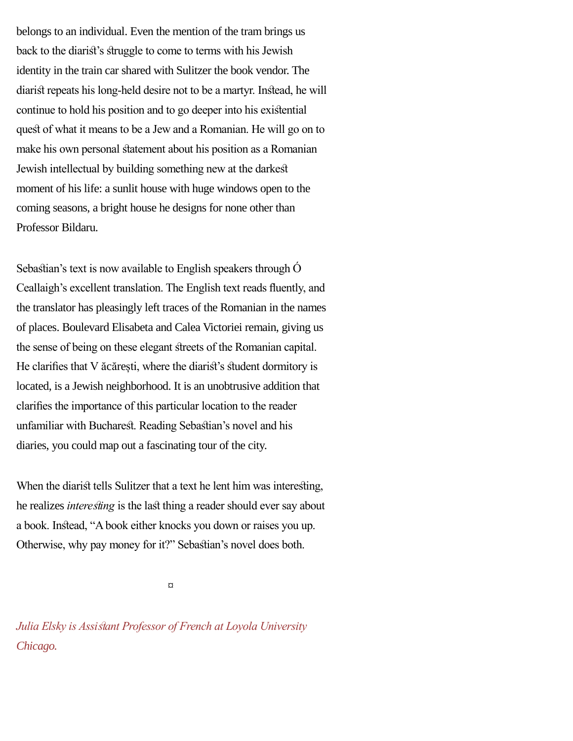belongs to an individual. Even the mention of the tram brings us back to the diarist's struggle to come to terms with his Jewish identity in the train car shared with Sulitzer the book vendor. The diarist repeats his long-held desire not to be a martyr. Instead, he will continue to hold his position and to go deeper into his existential quest of what it means to be a Jew and a Romanian. He will go on to make his own personal statement about his position as a Romanian Jewish intellectual by building something new at the darkest moment of his life: a sunlit house with huge windows open to the coming seasons, a bright house he designs for none other than Professor Bildaru.

Sebastian's text is now available to English speakers through Ó Ceallaigh's excellent translation. The English text reads fluently, and the translator has pleasingly left traces of the Romanian in the names of places. Boulevard Elisabeta and Calea Victoriei remain, giving us the sense of being on these elegant streets of the Romanian capital. He clarifies that V ăcărești, where the diarist's student dormitory is located, is a Jewish neighborhood. It is an unobtrusive addition that clarifies the importance of this particular location to the reader unfamiliar with Bucharest. Reading Sebastian's novel and his diaries, you could map out a fascinating tour of the city.

When the diarist tells Sulitzer that a text he lent him was interesting, he realizes *interesting* is the last thing a reader should ever say about a book. Instead, "A book either knocks you down or raises you up. Otherwise, why pay money for it?" Sebastian's novel does both.

¤

*Julia Elsky is Assistant Professor of French at Loyola University Chicago.*